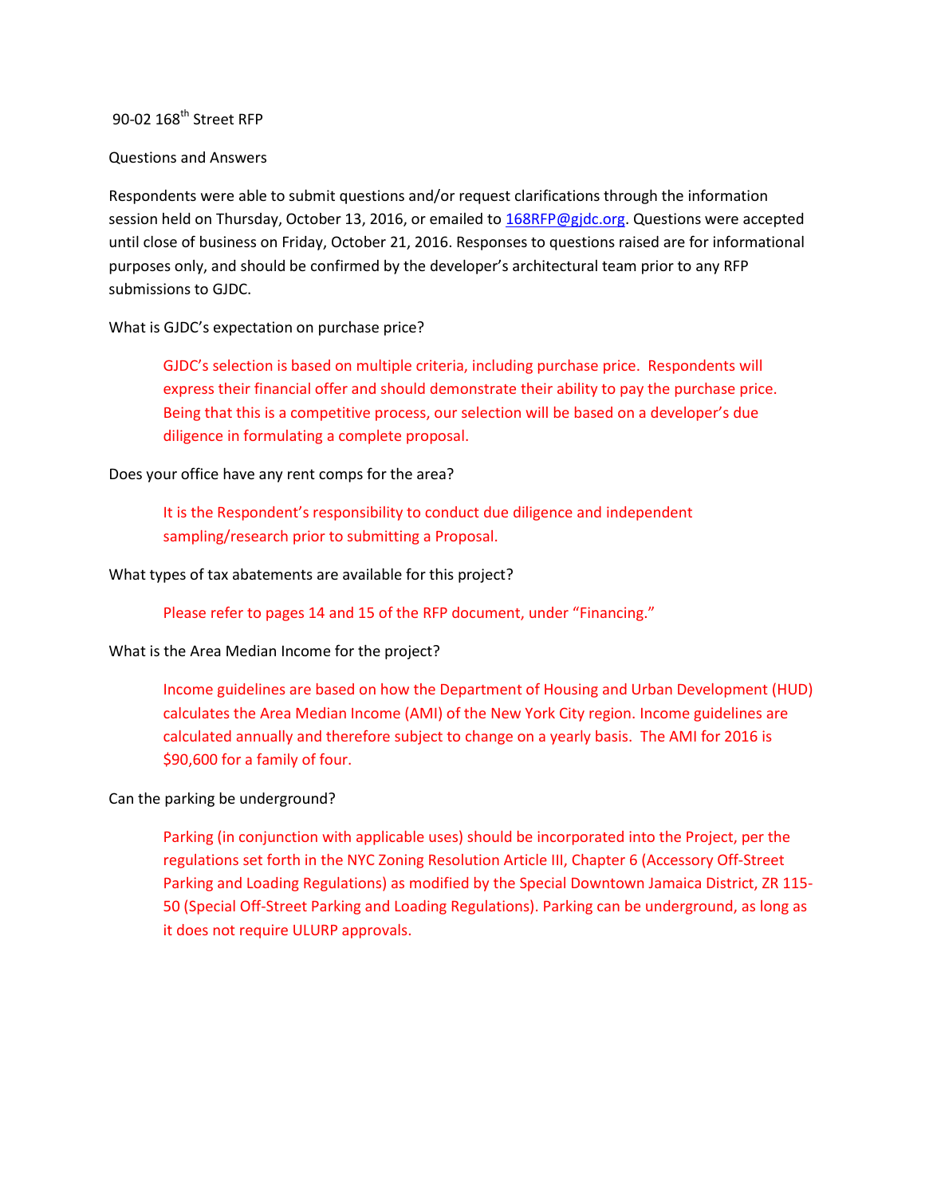# 90-02 168th Street RFP

## Questions and Answers

Respondents were able to submit questions and/or request clarifications through the information session held on Thursday, October 13, 2016, or emailed to 168RFP@gjdc.org. Questions were accepted until close of business on Friday, October 21, 2016. Responses to questions raised are for informational purposes only, and should be confirmed by the developer's architectural team prior to any RFP submissions to GJDC.

What is GJDC's expectation on purchase price?

> GJDC's selection is based on multiple criteria, including purchase price. Respondents will express their financial offer and should demonstrate their ability to pay the purchase price. Being that this is a competitive process, our selection will be based on a developer's due diligence in formulating a complete proposal.

Does your office have any rent comps for the area?

> It is the Respondent's responsibility to conduct due diligence and independent sampling/research prior to submitting a Proposal.

What types of tax abatements are available for this project?

> Please refer to pages 14 and 15 of the RFP document, under "Financing."

What is the Area Median Income for the project?

> Income guidelines are based on how the Department of Housing and Urban Development (HUD) calculates the Area Median Income (AMI) of the New York City region. Income guidelines are calculated annually and therefore subject to change on a yearly basis. The AMI for 2016 is $90,600 for a family of four.

Can the parking be underground?

> Parking (in conjunction with applicable uses) should be incorporated into the Project, per the regulations set forth in the NYC Zoning Resolution Article III, Chapter 6 (Accessory Off-Street Parking and Loading Regulations) as modified by the Special Downtown Jamaica District, ZR 115-50 (Special Off-Street Parking and Loading Regulations). Parking can be underground, as long as it does not require ULURP approvals.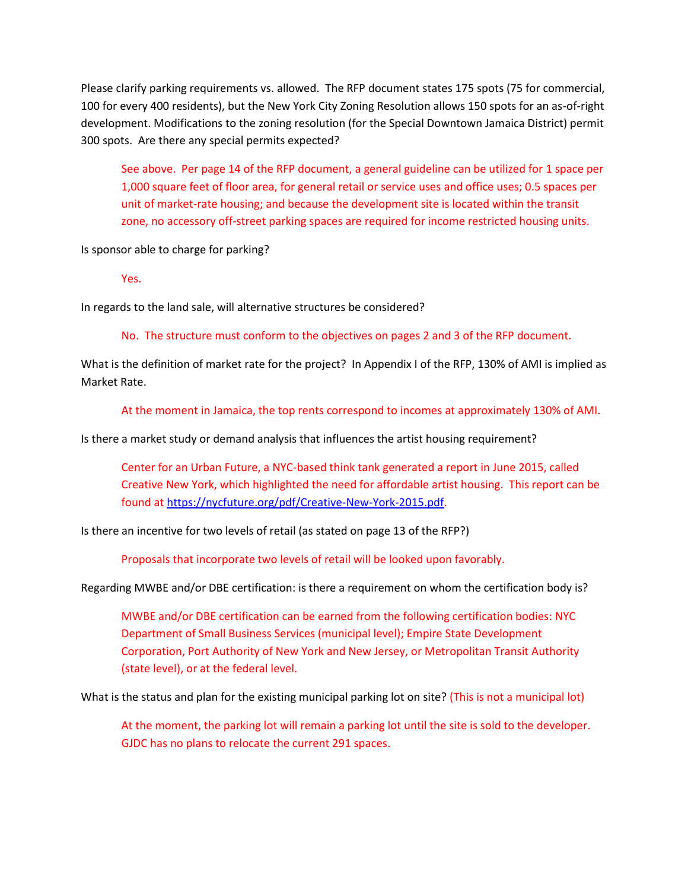Please clarify parking requirements vs. allowed. The RFP document states 175 spots (75 for commercial, 100 for every 400 residents), but the New York City Zoning Resolution allows 150 spots for an as-of-right development. Modifications to the zoning resolution (for the Special Downtown Jamaica District) permit 300 spots. Are there any special permits expected?

> See above. Per page 14 of the RFP document, a general guideline can be utilized for 1 space per 1,000 square feet of floor area, for general retail or service uses and office uses; 0.5 spaces per unit of market-rate housing; and because the development site is located within the transit zone, no accessory off-street parking spaces are required for income restricted housing units.

Is sponsor able to charge for parking?

> Yes.

In regards to the land sale, will alternative structures be considered?

> No. The structure must conform to the objectives on pages 2 and 3 of the RFP document.

What is the definition of market rate for the project? In Appendix I of the RFP, 130% of AMI is implied as Market Rate.

> At the moment in Jamaica, the top rents correspond to incomes at approximately 130% of AMI.

Is there a market study or demand analysis that influences the artist housing requirement?

> Center for an Urban Future, a NYC-based think tank generated a report in June 2015, called Creative New York, which highlighted the need for affordable artist housing. This report can be found at [https://nycfuture.org/pdf/Creative-New-York-2015.pdf](https://nycfuture.org/pdf/Creative-New-York-2015.pdf).

Is there an incentive for two levels of retail (as stated on page 13 of the RFP?)

> Proposals that incorporate two levels of retail will be looked upon favorably.

Regarding MWBE and/or DBE certification: is there a requirement on whom the certification body is?

> MWBE and/or DBE certification can be earned from the following certification bodies: NYC Department of Small Business Services (municipal level); Empire State Development Corporation, Port Authority of New York and New Jersey, or Metropolitan Transit Authority (state level), or at the federal level.

What is the status and plan for the existing municipal parking lot on site? (This is not a municipal lot)

> At the moment, the parking lot will remain a parking lot until the site is sold to the developer. GJDC has no plans to relocate the current 291 spaces.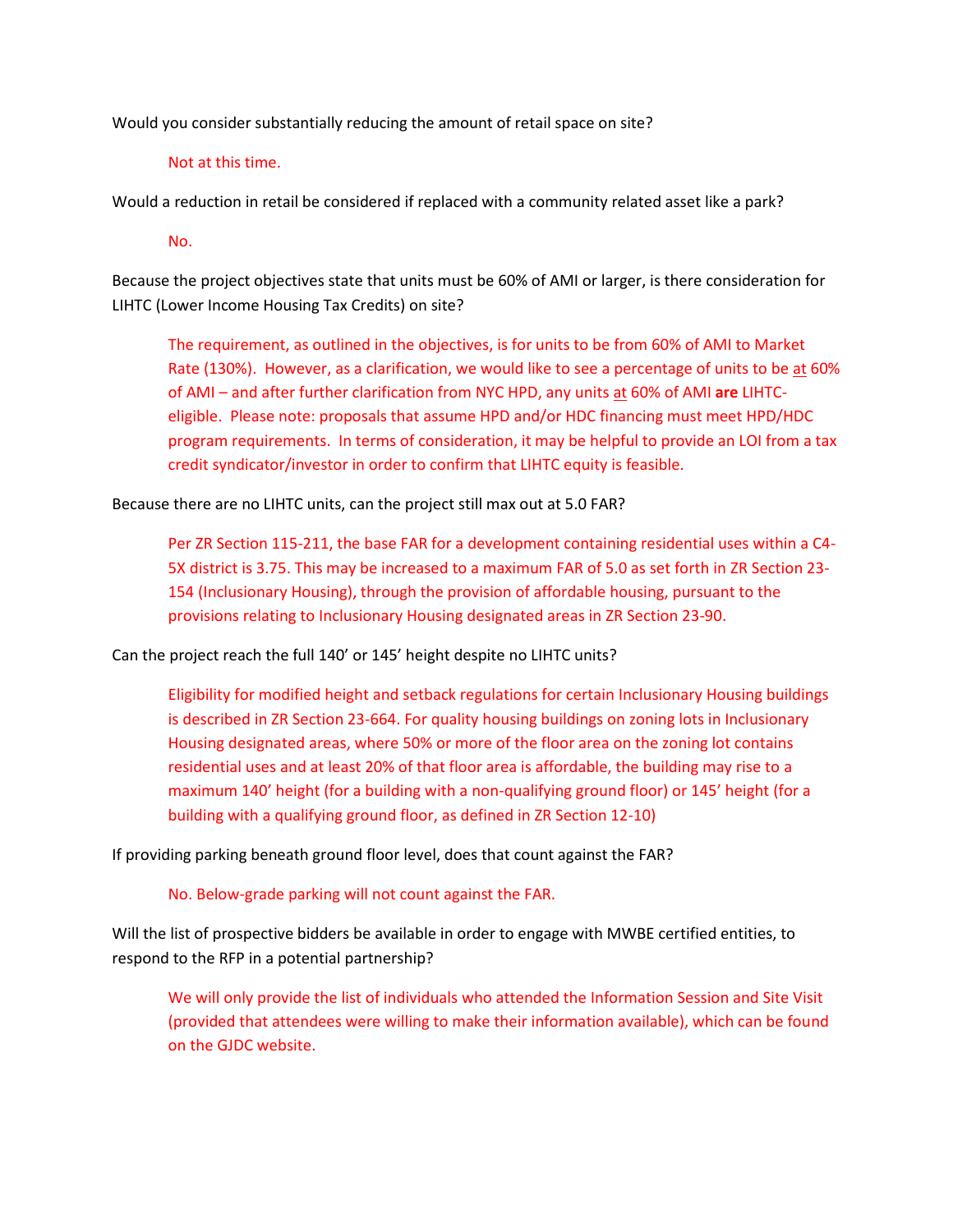Would you consider substantially reducing the amount of retail space on site?

> Not at this time.

Would a reduction in retail be considered if replaced with a community related asset like a park?

> No.

Because the project objectives state that units must be 60% of AMI or larger, is there consideration for LIHTC (Lower Income Housing Tax Credits) on site?

> The requirement, as outlined in the objectives, is for units to be from 60% of AMI to Market Rate (130%). However, as a clarification, we would like to see a percentage of units to be at 60% of AMI – and after further clarification from NYC HPD, any units at 60% of AMI **are** LIHTC-eligible. Please note: proposals that assume HPD and/or HDC financing must meet HPD/HDC program requirements. In terms of consideration, it may be helpful to provide an LOI from a tax credit syndicator/investor in order to confirm that LIHTC equity is feasible.

Because there are no LIHTC units, can the project still max out at 5.0 FAR?

> Per ZR Section 115-211, the base FAR for a development containing residential uses within a C4-5X district is 3.75. This may be increased to a maximum FAR of 5.0 as set forth in ZR Section 23-154 (Inclusionary Housing), through the provision of affordable housing, pursuant to the provisions relating to Inclusionary Housing designated areas in ZR Section 23-90.

Can the project reach the full 140' or 145' height despite no LIHTC units?

> Eligibility for modified height and setback regulations for certain Inclusionary Housing buildings is described in ZR Section 23-664. For quality housing buildings on zoning lots in Inclusionary Housing designated areas, where 50% or more of the floor area on the zoning lot contains residential uses and at least 20% of that floor area is affordable, the building may rise to a maximum 140' height (for a building with a non-qualifying ground floor) or 145' height (for a building with a qualifying ground floor, as defined in ZR Section 12-10)

If providing parking beneath ground floor level, does that count against the FAR?

> No. Below-grade parking will not count against the FAR.

Will the list of prospective bidders be available in order to engage with MWBE certified entities, to respond to the RFP in a potential partnership?

> We will only provide the list of individuals who attended the Information Session and Site Visit (provided that attendees were willing to make their information available), which can be found on the GJDC website.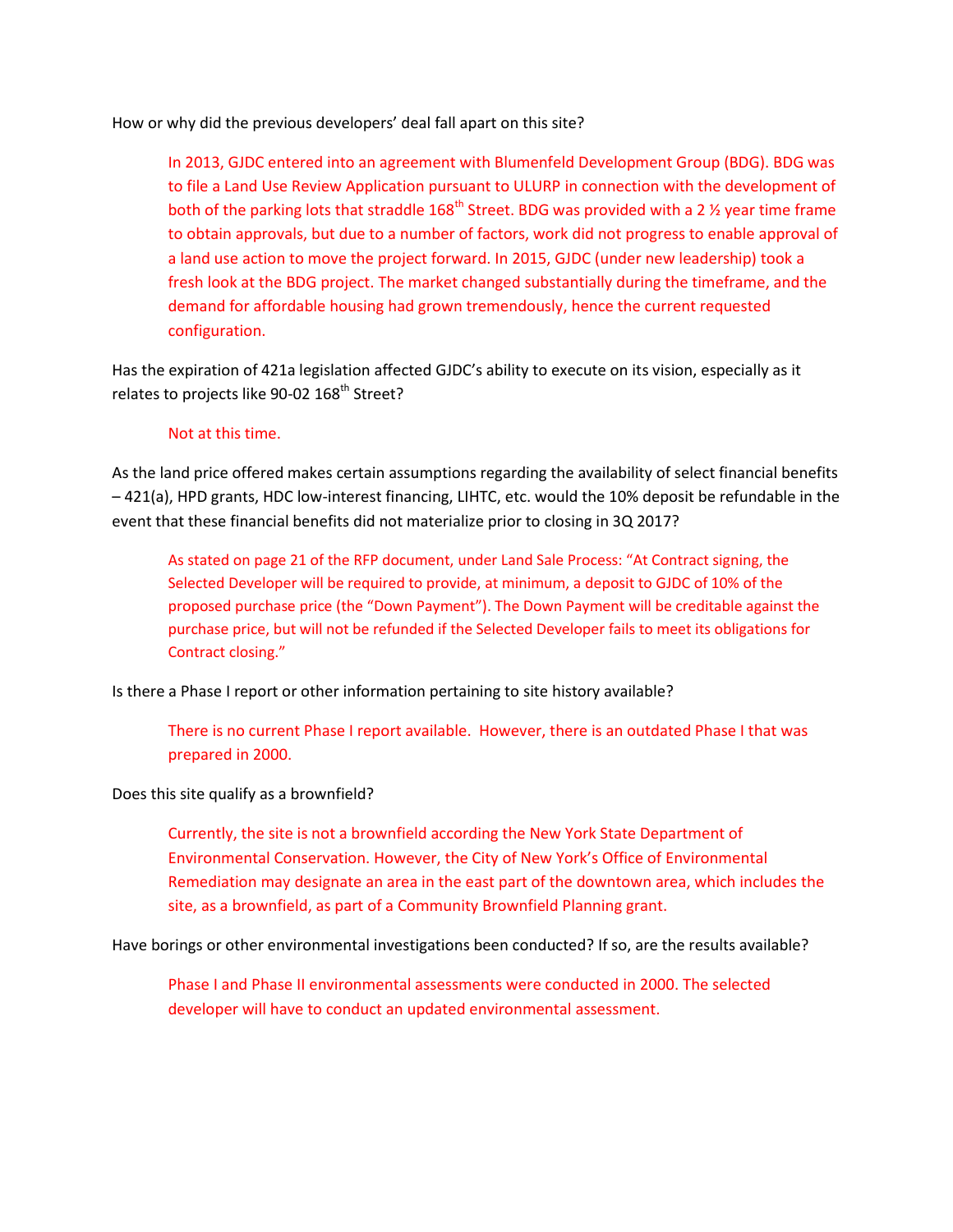How or why did the previous developers' deal fall apart on this site?

> In 2013, GJDC entered into an agreement with Blumenfeld Development Group (BDG). BDG was to file a Land Use Review Application pursuant to ULURP in connection with the development of both of the parking lots that straddle 168th Street. BDG was provided with a 2 ½ year time frame to obtain approvals, but due to a number of factors, work did not progress to enable approval of a land use action to move the project forward. In 2015, GJDC (under new leadership) took a fresh look at the BDG project. The market changed substantially during the timeframe, and the demand for affordable housing had grown tremendously, hence the current requested configuration.

Has the expiration of 421a legislation affected GJDC's ability to execute on its vision, especially as it relates to projects like 90-02 168th Street?

> Not at this time.

As the land price offered makes certain assumptions regarding the availability of select financial benefits – 421(a), HPD grants, HDC low-interest financing, LIHTC, etc. would the 10% deposit be refundable in the event that these financial benefits did not materialize prior to closing in 3Q 2017?

> As stated on page 21 of the RFP document, under Land Sale Process: "At Contract signing, the Selected Developer will be required to provide, at minimum, a deposit to GJDC of 10% of the proposed purchase price (the "Down Payment"). The Down Payment will be creditable against the purchase price, but will not be refunded if the Selected Developer fails to meet its obligations for Contract closing."

Is there a Phase I report or other information pertaining to site history available?

> There is no current Phase I report available. However, there is an outdated Phase I that was prepared in 2000.

Does this site qualify as a brownfield?

> Currently, the site is not a brownfield according the New York State Department of Environmental Conservation. However, the City of New York's Office of Environmental Remediation may designate an area in the east part of the downtown area, which includes the site, as a brownfield, as part of a Community Brownfield Planning grant.

Have borings or other environmental investigations been conducted? If so, are the results available?

> Phase I and Phase II environmental assessments were conducted in 2000. The selected developer will have to conduct an updated environmental assessment.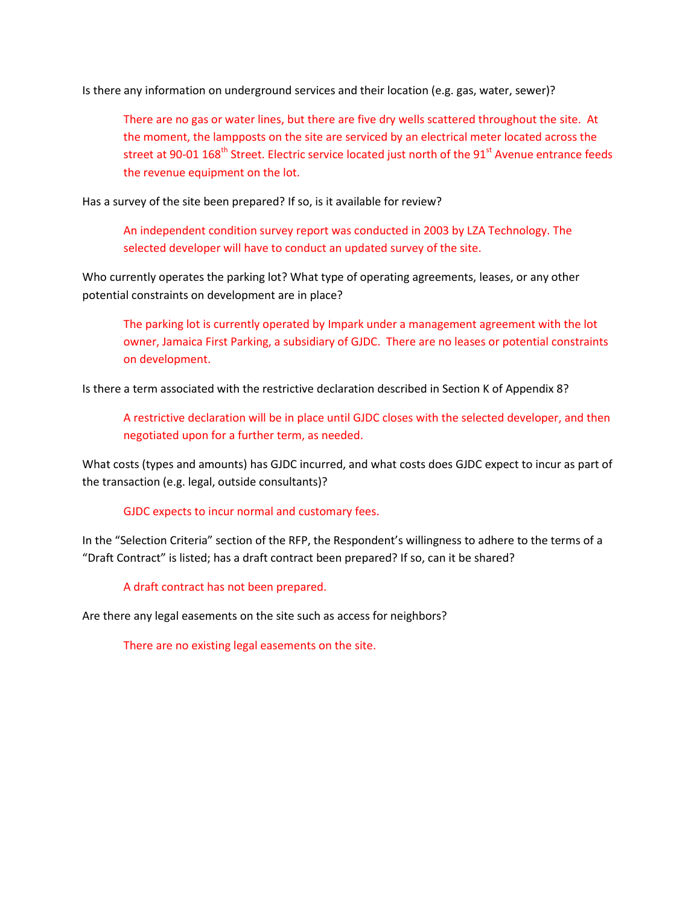Is there any information on underground services and their location (e.g. gas, water, sewer)?

> There are no gas or water lines, but there are five dry wells scattered throughout the site. At the moment, the lampposts on the site are serviced by an electrical meter located across the street at 90-01 168th Street. Electric service located just north of the 91st Avenue entrance feeds the revenue equipment on the lot.

Has a survey of the site been prepared? If so, is it available for review?

> An independent condition survey report was conducted in 2003 by LZA Technology. The selected developer will have to conduct an updated survey of the site.

Who currently operates the parking lot? What type of operating agreements, leases, or any other potential constraints on development are in place?

> The parking lot is currently operated by Impark under a management agreement with the lot owner, Jamaica First Parking, a subsidiary of GJDC. There are no leases or potential constraints on development.

Is there a term associated with the restrictive declaration described in Section K of Appendix 8?

> A restrictive declaration will be in place until GJDC closes with the selected developer, and then negotiated upon for a further term, as needed.

What costs (types and amounts) has GJDC incurred, and what costs does GJDC expect to incur as part of the transaction (e.g. legal, outside consultants)?

> GJDC expects to incur normal and customary fees.

In the "Selection Criteria" section of the RFP, the Respondent's willingness to adhere to the terms of a "Draft Contract" is listed; has a draft contract been prepared? If so, can it be shared?

> A draft contract has not been prepared.

Are there any legal easements on the site such as access for neighbors?

> There are no existing legal easements on the site.